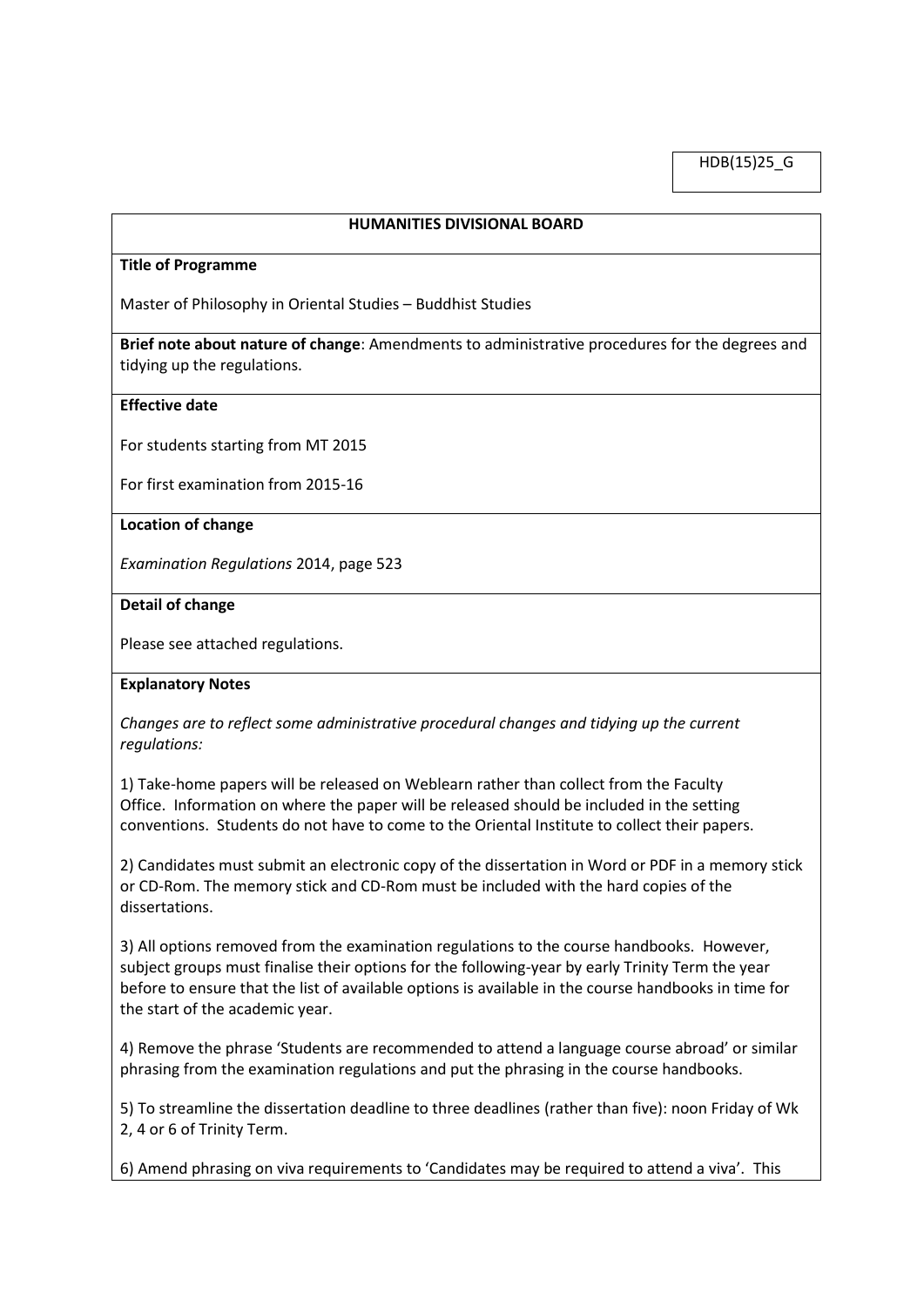HDB(15)25_G

**HUMANITIES DIVISIONAL BOARD**

**Title of Programme**

Master of Philosophy in Oriental Studies – Buddhist Studies

**Brief note about nature of change**: Amendments to administrative procedures for the degrees and tidying up the regulations.

**Effective date**

For students starting from MT 2015

For first examination from 2015-16

**Location of change**

*Examination Regulations* 2014, page 523

**Detail of change**

Please see attached regulations.

**Explanatory Notes**

*Changes are to reflect some administrative procedural changes and tidying up the current regulations:*

1) Take-home papers will be released on Weblearn rather than collect from the Faculty Office. Information on where the paper will be released should be included in the setting conventions. Students do not have to come to the Oriental Institute to collect their papers.

2) Candidates must submit an electronic copy of the dissertation in Word or PDF in a memory stick or CD-Rom. The memory stick and CD-Rom must be included with the hard copies of the dissertations.

3) All options removed from the examination regulations to the course handbooks. However, subject groups must finalise their options for the following-year by early Trinity Term the year before to ensure that the list of available options is available in the course handbooks in time for the start of the academic year.

4) Remove the phrase 'Students are recommended to attend a language course abroad' or similar phrasing from the examination regulations and put the phrasing in the course handbooks.

5) To streamline the dissertation deadline to three deadlines (rather than five): noon Friday of Wk 2, 4 or 6 of Trinity Term.

6) Amend phrasing on viva requirements to 'Candidates may be required to attend a viva'. This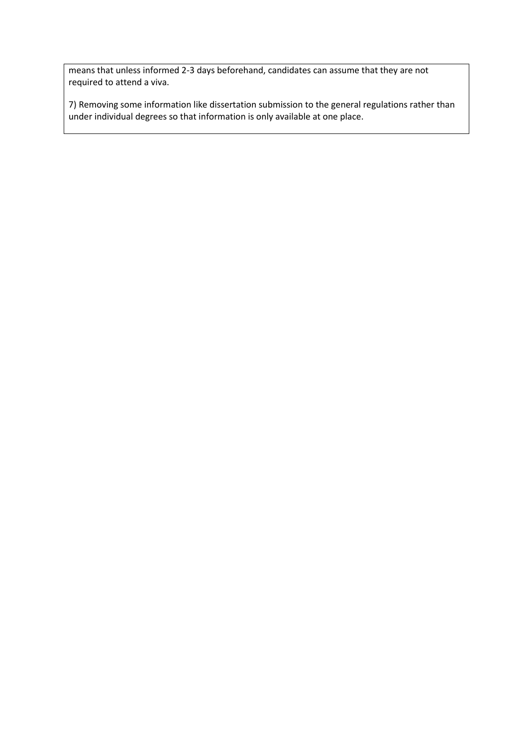means that unless informed 2-3 days beforehand, candidates can assume that they are not required to attend a viva.

7) Removing some information like dissertation submission to the general regulations rather than under individual degrees so that information is only available at one place.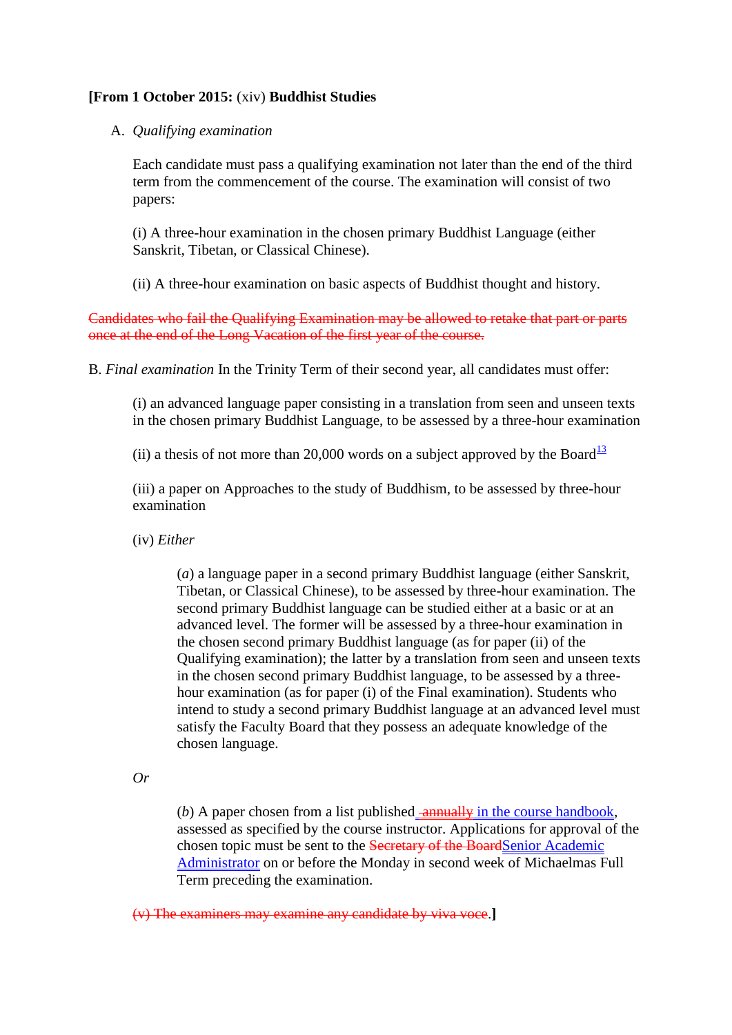**[From 1 October 2015:** (xiv) **Buddhist Studies**

A. *Qualifying examination*

Each candidate must pass a qualifying examination not later than the end of the third term from the commencement of the course. The examination will consist of two papers:

(i) A three-hour examination in the chosen primary Buddhist Language (either Sanskrit, Tibetan, or Classical Chinese).

(ii) A three-hour examination on basic aspects of Buddhist thought and history.

~~Candidates who fail the Qualifying Examination may be allowed to retake that part or parts once at the end of the Long Vacation of the first year of the course.~~

B. *Final examination* In the Trinity Term of their second year, all candidates must offer:

(i) an advanced language paper consisting in a translation from seen and unseen texts in the chosen primary Buddhist Language, to be assessed by a three-hour examination

(ii) a thesis of not more than 20,000 words on a subject approved by the Board[13]

(iii) a paper on Approaches to the study of Buddhism, to be assessed by three-hour examination

(iv) *Either*

(*a*) a language paper in a second primary Buddhist language (either Sanskrit, Tibetan, or Classical Chinese), to be assessed by three-hour examination. The second primary Buddhist language can be studied either at a basic or at an advanced level. The former will be assessed by a three-hour examination in the chosen second primary Buddhist language (as for paper (ii) of the Qualifying examination); the latter by a translation from seen and unseen texts in the chosen second primary Buddhist language, to be assessed by a three-hour examination (as for paper (i) of the Final examination). Students who intend to study a second primary Buddhist language at an advanced level must satisfy the Faculty Board that they possess an adequate knowledge of the chosen language.

*Or*

(*b*) A paper chosen from a list published ~~annually~~ in the course handbook, assessed as specified by the course instructor. Applications for approval of the chosen topic must be sent to the ~~Secretary of the Board~~Senior Academic Administrator on or before the Monday in second week of Michaelmas Full Term preceding the examination.

~~(v) The examiners may examine any candidate by viva voce~~.**]**